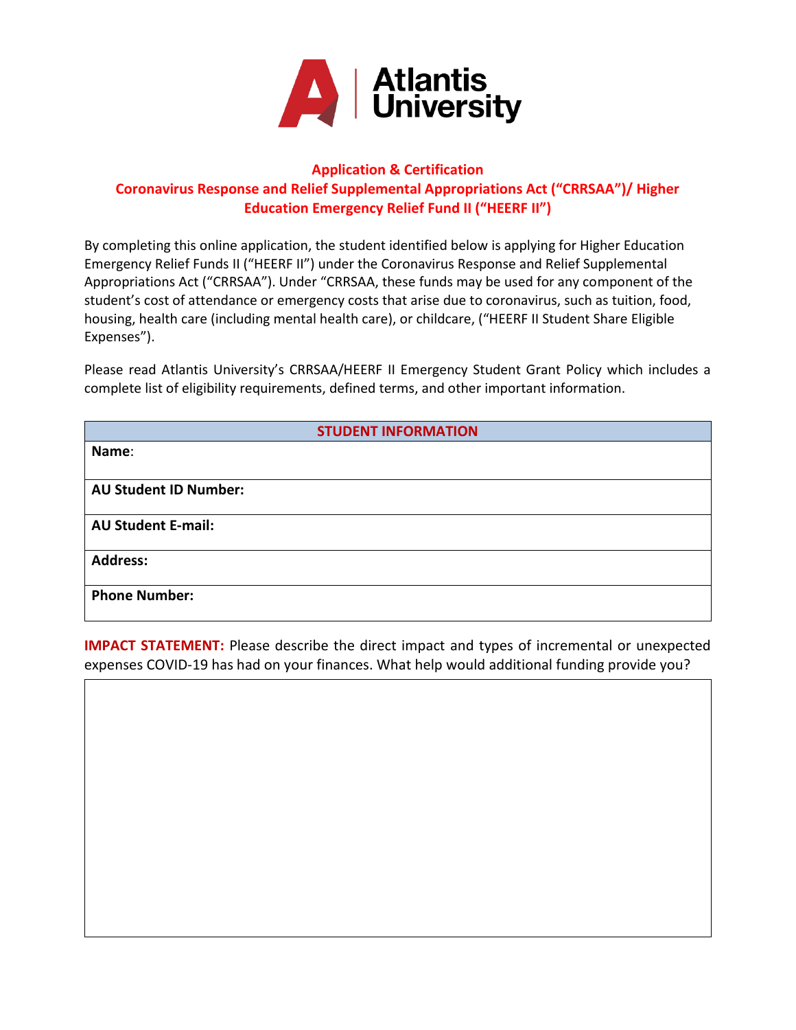# Atlantis University

## Application & Certification

## Coronavirus Response and Relief Supplemental Appropriations Act ("CRRSAA")/ Higher Education Emergency Relief Fund II ("HEERF II")

By completing this online application, the student identified below is applying for Higher Education Emergency Relief Funds II ("HEERF II") under the Coronavirus Response and Relief Supplemental Appropriations Act ("CRRSAA"). Under "CRRSAA, these funds may be used for any component of the student's cost of attendance or emergency costs that arise due to coronavirus, such as tuition, food, housing, health care (including mental health care), or childcare, ("HEERF II Student Share Eligible Expenses").

Please read Atlantis University's CRRSAA/HEERF II Emergency Student Grant Policy which includes a complete list of eligibility requirements, defined terms, and other important information.

| STUDENT INFORMATION |
| --- |
| **Name**: |
| **AU Student ID Number:** |
| **AU Student E-mail:** |
| **Address:** |
| **Phone Number:** |

**IMPACT STATEMENT:** Please describe the direct impact and types of incremental or unexpected expenses COVID-19 has had on your finances. What help would additional funding provide you?

| |
| --- |
| |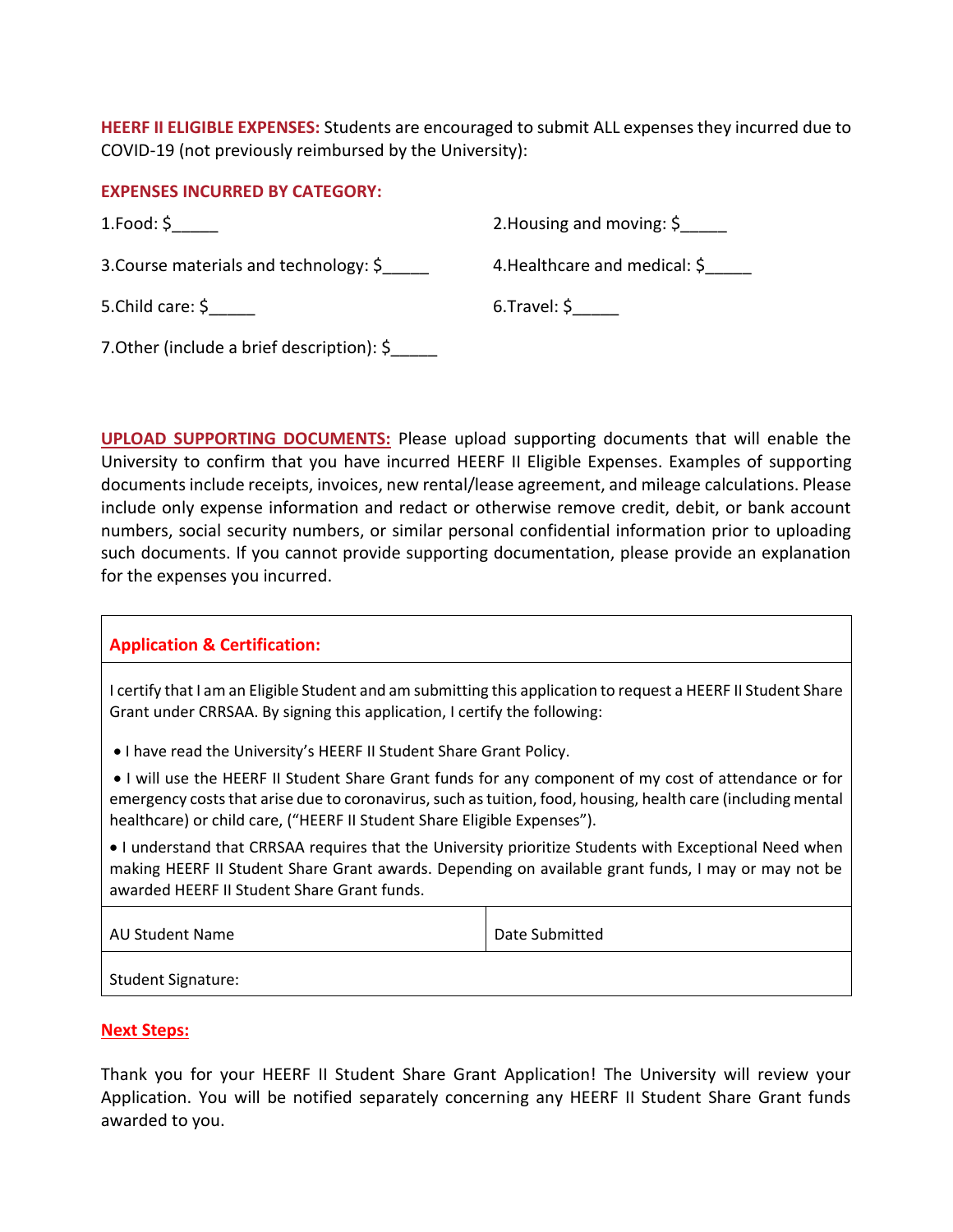**HEERF II ELIGIBLE EXPENSES:** Students are encouraged to submit ALL expenses they incurred due to COVID-19 (not previously reimbursed by the University):

**EXPENSES INCURRED BY CATEGORY:**

1.Food: $_____

2.Housing and moving: $_____

3.Course materials and technology: $_____

4.Healthcare and medical: $_____

5.Child care: $_____

6.Travel: $_____

7.Other (include a brief description): $_____

**UPLOAD SUPPORTING DOCUMENTS:** Please upload supporting documents that will enable the University to confirm that you have incurred HEERF II Eligible Expenses. Examples of supporting documents include receipts, invoices, new rental/lease agreement, and mileage calculations. Please include only expense information and redact or otherwise remove credit, debit, or bank account numbers, social security numbers, or similar personal confidential information prior to uploading such documents. If you cannot provide supporting documentation, please provide an explanation for the expenses you incurred.

| **Application & Certification:** | |
|---|---|
| I certify that I am an Eligible Student and am submitting this application to request a HEERF II Student Share Grant under CRRSAA. By signing this application, I certify the following:<br>• I have read the University's HEERF II Student Share Grant Policy.<br>• I will use the HEERF II Student Share Grant funds for any component of my cost of attendance or for emergency costs that arise due to coronavirus, such as tuition, food, housing, health care (including mental healthcare) or child care, ("HEERF II Student Share Eligible Expenses").<br>• I understand that CRRSAA requires that the University prioritize Students with Exceptional Need when making HEERF II Student Share Grant awards. Depending on available grant funds, I may or may not be awarded HEERF II Student Share Grant funds. | |
| AU Student Name | Date Submitted |
| Student Signature: | |

**Next Steps:**

Thank you for your HEERF II Student Share Grant Application! The University will review your Application. You will be notified separately concerning any HEERF II Student Share Grant funds awarded to you.